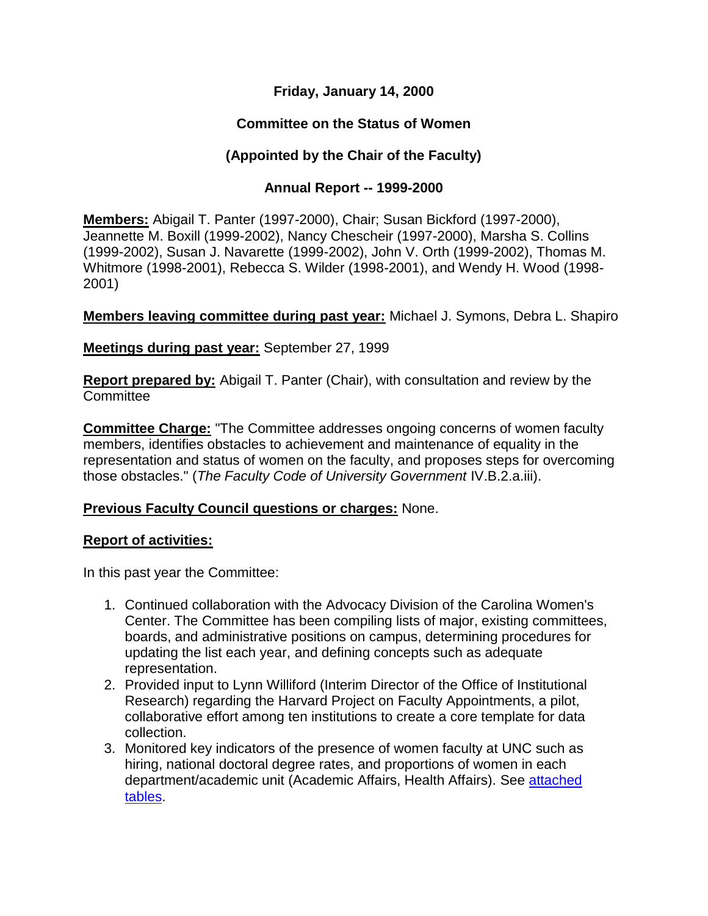**Friday, January 14, 2000**

**Committee on the Status of Women**

**(Appointed by the Chair of the Faculty)**

**Annual Report -- 1999-2000**

**Members:** Abigail T. Panter (1997-2000), Chair; Susan Bickford (1997-2000), Jeannette M. Boxill (1999-2002), Nancy Chescheir (1997-2000), Marsha S. Collins (1999-2002), Susan J. Navarette (1999-2002), John V. Orth (1999-2002), Thomas M. Whitmore (1998-2001), Rebecca S. Wilder (1998-2001), and Wendy H. Wood (1998-2001)

**Members leaving committee during past year:** Michael J. Symons, Debra L. Shapiro

**Meetings during past year:** September 27, 1999

**Report prepared by:** Abigail T. Panter (Chair), with consultation and review by the Committee

**Committee Charge:** "The Committee addresses ongoing concerns of women faculty members, identifies obstacles to achievement and maintenance of equality in the representation and status of women on the faculty, and proposes steps for overcoming those obstacles." (*The Faculty Code of University Government* IV.B.2.a.iii).

**Previous Faculty Council questions or charges:** None.

**Report of activities:**

In this past year the Committee:

1. Continued collaboration with the Advocacy Division of the Carolina Women's Center. The Committee has been compiling lists of major, existing committees, boards, and administrative positions on campus, determining procedures for updating the list each year, and defining concepts such as adequate representation.
2. Provided input to Lynn Williford (Interim Director of the Office of Institutional Research) regarding the Harvard Project on Faculty Appointments, a pilot, collaborative effort among ten institutions to create a core template for data collection.
3. Monitored key indicators of the presence of women faculty at UNC such as hiring, national doctoral degree rates, and proportions of women in each department/academic unit (Academic Affairs, Health Affairs). See attached tables.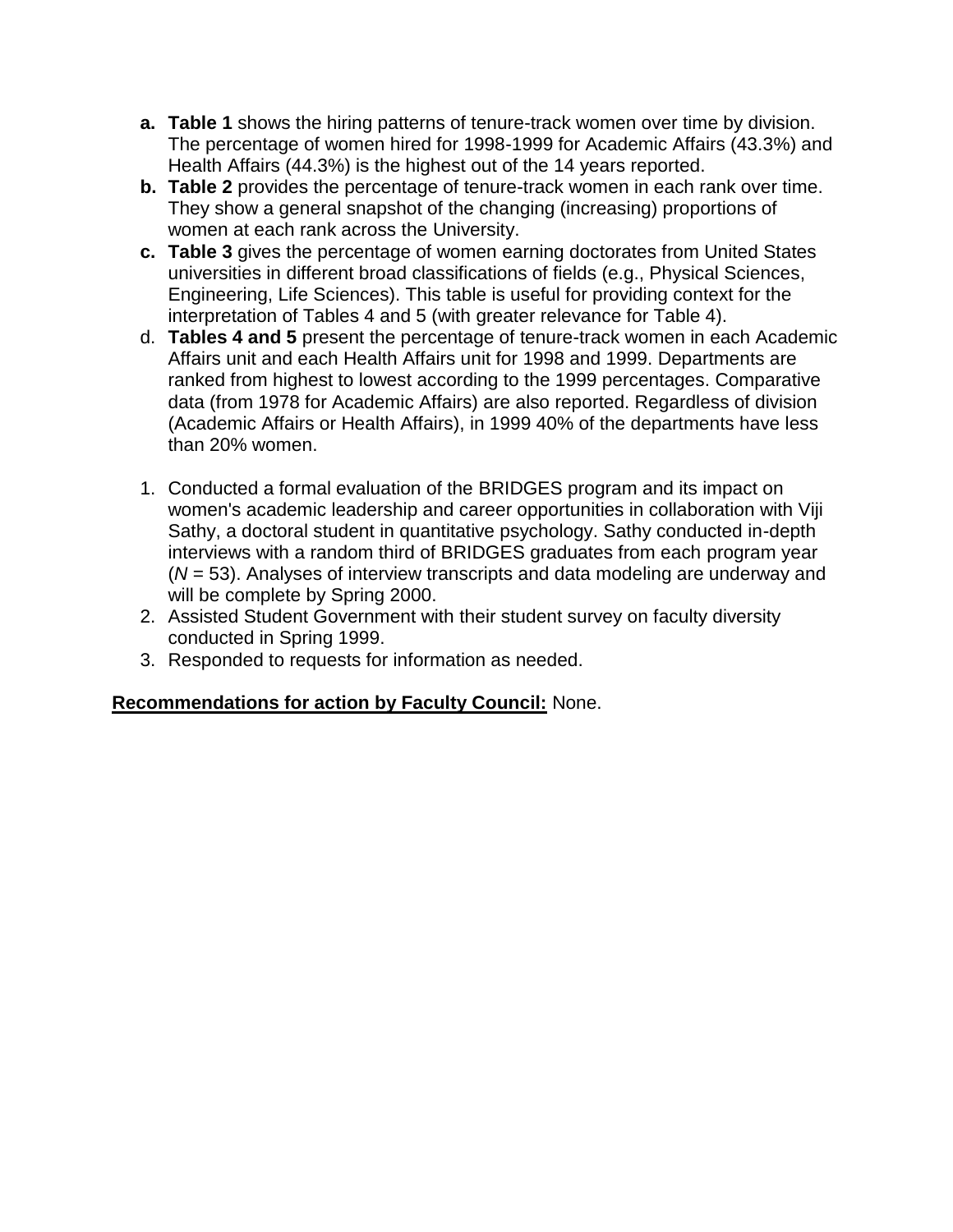- **a. Table 1** shows the hiring patterns of tenure-track women over time by division. The percentage of women hired for 1998-1999 for Academic Affairs (43.3%) and Health Affairs (44.3%) is the highest out of the 14 years reported.
- **b. Table 2** provides the percentage of tenure-track women in each rank over time. They show a general snapshot of the changing (increasing) proportions of women at each rank across the University.
- **c. Table 3** gives the percentage of women earning doctorates from United States universities in different broad classifications of fields (e.g., Physical Sciences, Engineering, Life Sciences). This table is useful for providing context for the interpretation of Tables 4 and 5 (with greater relevance for Table 4).
- d. **Tables 4 and 5** present the percentage of tenure-track women in each Academic Affairs unit and each Health Affairs unit for 1998 and 1999. Departments are ranked from highest to lowest according to the 1999 percentages. Comparative data (from 1978 for Academic Affairs) are also reported. Regardless of division (Academic Affairs or Health Affairs), in 1999 40% of the departments have less than 20% women.

1. Conducted a formal evaluation of the BRIDGES program and its impact on women's academic leadership and career opportunities in collaboration with Viji Sathy, a doctoral student in quantitative psychology. Sathy conducted in-depth interviews with a random third of BRIDGES graduates from each program year (*N* = 53). Analyses of interview transcripts and data modeling are underway and will be complete by Spring 2000.
2. Assisted Student Government with their student survey on faculty diversity conducted in Spring 1999.
3. Responded to requests for information as needed.

**Recommendations for action by Faculty Council:** None.